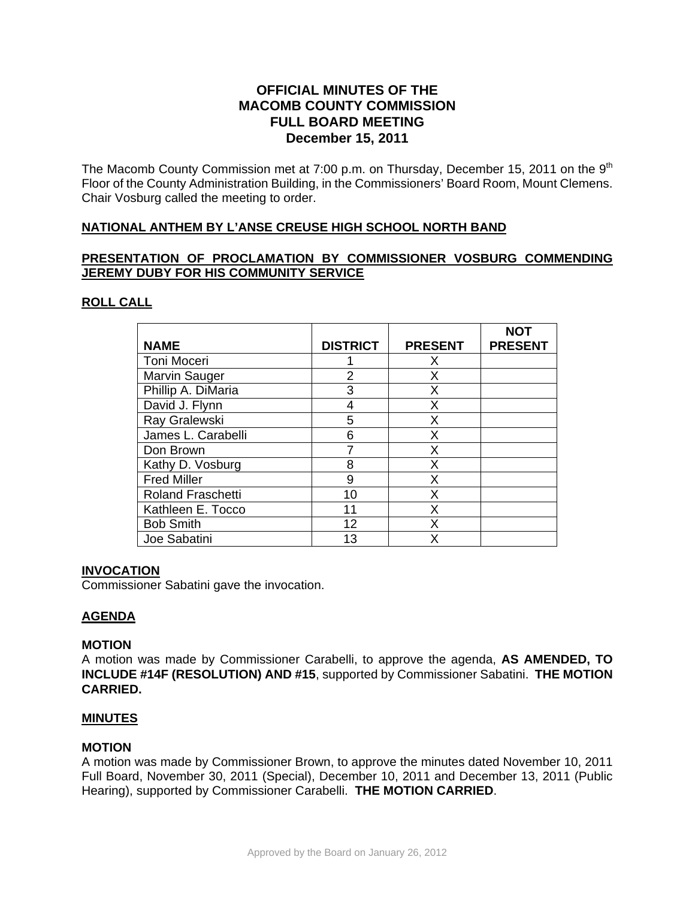# OFFICIAL MINUTES OF THE MACOMB COUNTY COMMISSION FULL BOARD MEETING December 15, 2011

The Macomb County Commission met at 7:00 p.m. on Thursday, December 15, 2011 on the 9th Floor of the County Administration Building, in the Commissioners' Board Room, Mount Clemens. Chair Vosburg called the meeting to order.

## NATIONAL ANTHEM BY L'ANSE CREUSE HIGH SCHOOL NORTH BAND

## PRESENTATION OF PROCLAMATION BY COMMISSIONER VOSBURG COMMENDING JEREMY DUBY FOR HIS COMMUNITY SERVICE

## ROLL CALL

| NAME | DISTRICT | PRESENT | NOT PRESENT |
|---|---|---|---|
| Toni Moceri | 1 | X | |
| Marvin Sauger | 2 | X | |
| Phillip A. DiMaria | 3 | X | |
| David J. Flynn | 4 | X | |
| Ray Gralewski | 5 | X | |
| James L. Carabelli | 6 | X | |
| Don Brown | 7 | X | |
| Kathy D. Vosburg | 8 | X | |
| Fred Miller | 9 | X | |
| Roland Fraschetti | 10 | X | |
| Kathleen E. Tocco | 11 | X | |
| Bob Smith | 12 | X | |
| Joe Sabatini | 13 | X | |

## INVOCATION

Commissioner Sabatini gave the invocation.

## AGENDA

### MOTION

A motion was made by Commissioner Carabelli, to approve the agenda, **AS AMENDED, TO INCLUDE #14F (RESOLUTION) AND #15**, supported by Commissioner Sabatini. **THE MOTION CARRIED.**

## MINUTES

### MOTION

A motion was made by Commissioner Brown, to approve the minutes dated November 10, 2011 Full Board, November 30, 2011 (Special), December 10, 2011 and December 13, 2011 (Public Hearing), supported by Commissioner Carabelli. **THE MOTION CARRIED**.

Approved by the Board on January 26, 2012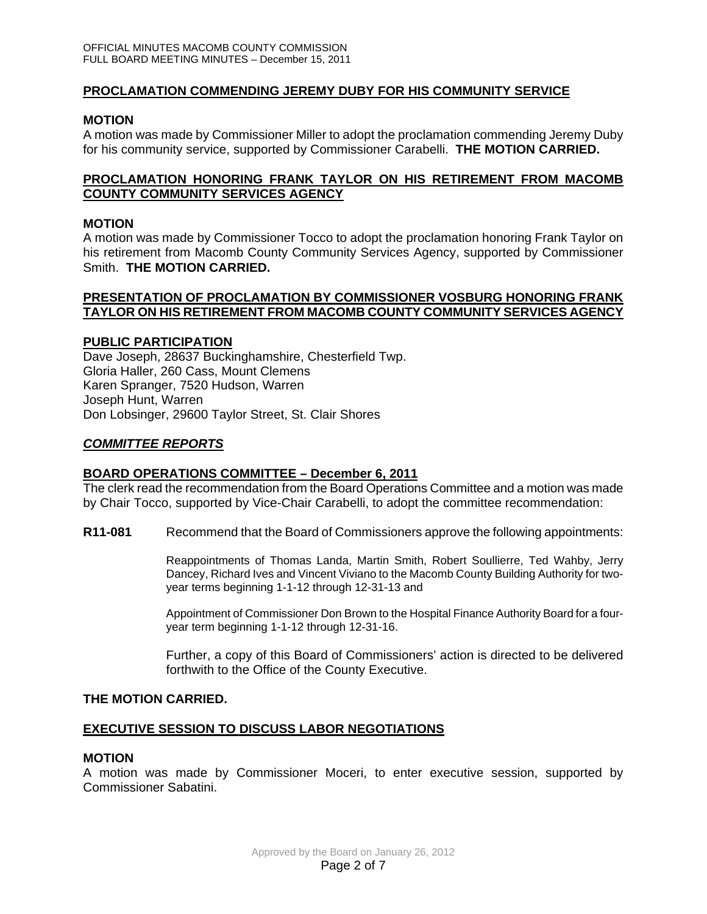**PROCLAMATION COMMENDING JEREMY DUBY FOR HIS COMMUNITY SERVICE**

**MOTION**

A motion was made by Commissioner Miller to adopt the proclamation commending Jeremy Duby for his community service, supported by Commissioner Carabelli. **THE MOTION CARRIED.**

**PROCLAMATION HONORING FRANK TAYLOR ON HIS RETIREMENT FROM MACOMB COUNTY COMMUNITY SERVICES AGENCY**

**MOTION**

A motion was made by Commissioner Tocco to adopt the proclamation honoring Frank Taylor on his retirement from Macomb County Community Services Agency, supported by Commissioner Smith. **THE MOTION CARRIED.**

**PRESENTATION OF PROCLAMATION BY COMMISSIONER VOSBURG HONORING FRANK TAYLOR ON HIS RETIREMENT FROM MACOMB COUNTY COMMUNITY SERVICES AGENCY**

**PUBLIC PARTICIPATION**

Dave Joseph, 28637 Buckinghamshire, Chesterfield Twp.
Gloria Haller, 260 Cass, Mount Clemens
Karen Spranger, 7520 Hudson, Warren
Joseph Hunt, Warren
Don Lobsinger, 29600 Taylor Street, St. Clair Shores

***COMMITTEE REPORTS***

**BOARD OPERATIONS COMMITTEE – December 6, 2011**

The clerk read the recommendation from the Board Operations Committee and a motion was made by Chair Tocco, supported by Vice-Chair Carabelli, to adopt the committee recommendation:

**R11-081** Recommend that the Board of Commissioners approve the following appointments:

Reappointments of Thomas Landa, Martin Smith, Robert Soullierre, Ted Wahby, Jerry Dancey, Richard Ives and Vincent Viviano to the Macomb County Building Authority for two-year terms beginning 1-1-12 through 12-31-13 and

Appointment of Commissioner Don Brown to the Hospital Finance Authority Board for a four-year term beginning 1-1-12 through 12-31-16.

Further, a copy of this Board of Commissioners' action is directed to be delivered forthwith to the Office of the County Executive.

**THE MOTION CARRIED.**

**EXECUTIVE SESSION TO DISCUSS LABOR NEGOTIATIONS**

**MOTION**

A motion was made by Commissioner Moceri, to enter executive session, supported by Commissioner Sabatini.

Approved by the Board on January 26, 2012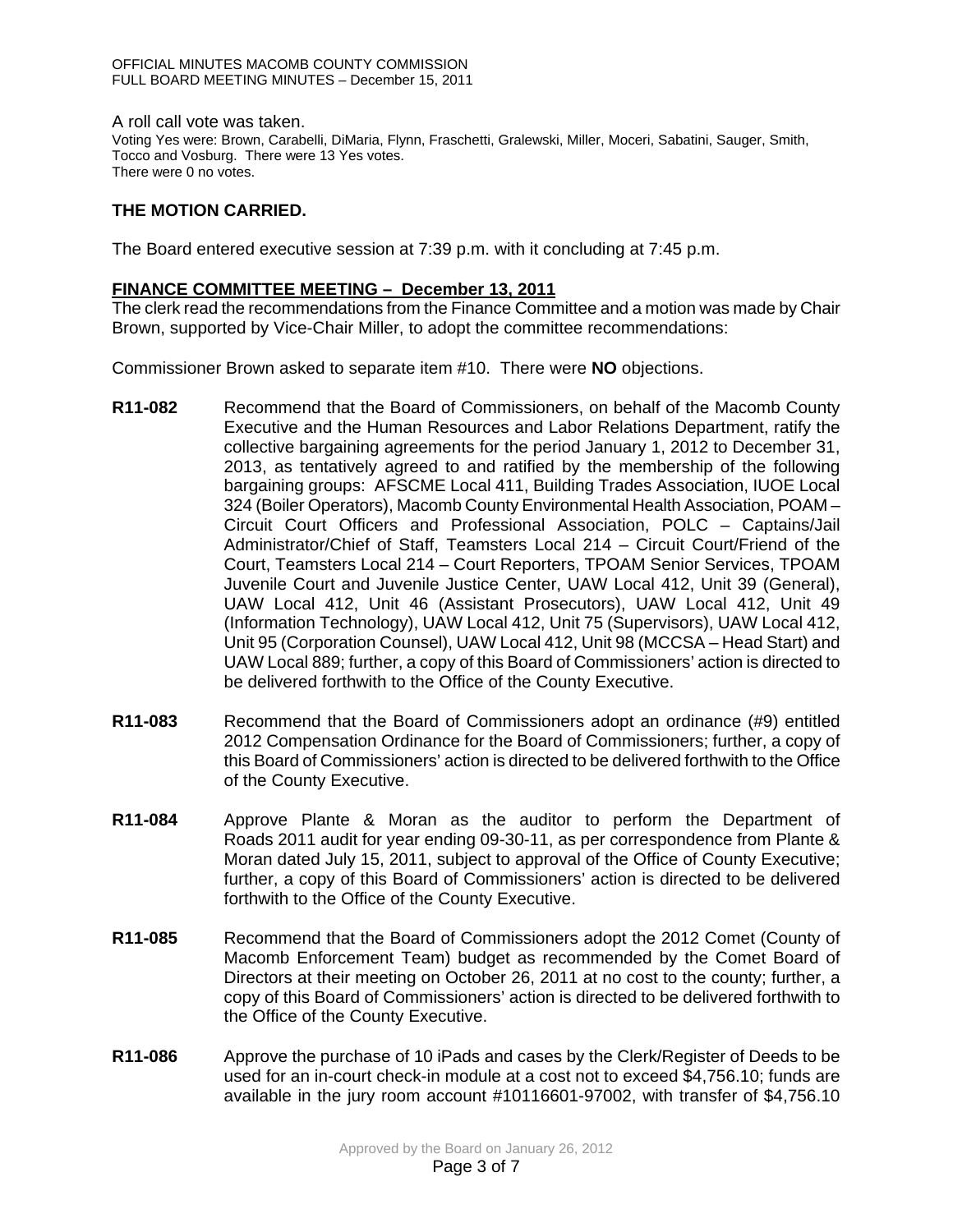A roll call vote was taken.

Voting Yes were: Brown, Carabelli, DiMaria, Flynn, Fraschetti, Gralewski, Miller, Moceri, Sabatini, Sauger, Smith, Tocco and Vosburg. There were 13 Yes votes.
There were 0 no votes.

**THE MOTION CARRIED.**

The Board entered executive session at 7:39 p.m. with it concluding at 7:45 p.m.

**FINANCE COMMITTEE MEETING – December 13, 2011**

The clerk read the recommendations from the Finance Committee and a motion was made by Chair Brown, supported by Vice-Chair Miller, to adopt the committee recommendations:

Commissioner Brown asked to separate item #10. There were **NO** objections.

**R11-082** Recommend that the Board of Commissioners, on behalf of the Macomb County Executive and the Human Resources and Labor Relations Department, ratify the collective bargaining agreements for the period January 1, 2012 to December 31, 2013, as tentatively agreed to and ratified by the membership of the following bargaining groups: AFSCME Local 411, Building Trades Association, IUOE Local 324 (Boiler Operators), Macomb County Environmental Health Association, POAM – Circuit Court Officers and Professional Association, POLC – Captains/Jail Administrator/Chief of Staff, Teamsters Local 214 – Circuit Court/Friend of the Court, Teamsters Local 214 – Court Reporters, TPOAM Senior Services, TPOAM Juvenile Court and Juvenile Justice Center, UAW Local 412, Unit 39 (General), UAW Local 412, Unit 46 (Assistant Prosecutors), UAW Local 412, Unit 49 (Information Technology), UAW Local 412, Unit 75 (Supervisors), UAW Local 412, Unit 95 (Corporation Counsel), UAW Local 412, Unit 98 (MCCSA – Head Start) and UAW Local 889; further, a copy of this Board of Commissioners' action is directed to be delivered forthwith to the Office of the County Executive.

**R11-083** Recommend that the Board of Commissioners adopt an ordinance (#9) entitled 2012 Compensation Ordinance for the Board of Commissioners; further, a copy of this Board of Commissioners' action is directed to be delivered forthwith to the Office of the County Executive.

**R11-084** Approve Plante & Moran as the auditor to perform the Department of Roads 2011 audit for year ending 09-30-11, as per correspondence from Plante & Moran dated July 15, 2011, subject to approval of the Office of County Executive; further, a copy of this Board of Commissioners' action is directed to be delivered forthwith to the Office of the County Executive.

**R11-085** Recommend that the Board of Commissioners adopt the 2012 Comet (County of Macomb Enforcement Team) budget as recommended by the Comet Board of Directors at their meeting on October 26, 2011 at no cost to the county; further, a copy of this Board of Commissioners' action is directed to be delivered forthwith to the Office of the County Executive.

**R11-086** Approve the purchase of 10 iPads and cases by the Clerk/Register of Deeds to be used for an in-court check-in module at a cost not to exceed $4,756.10; funds are available in the jury room account #10116601-97002, with transfer of $4,756.10

Approved by the Board on January 26, 2012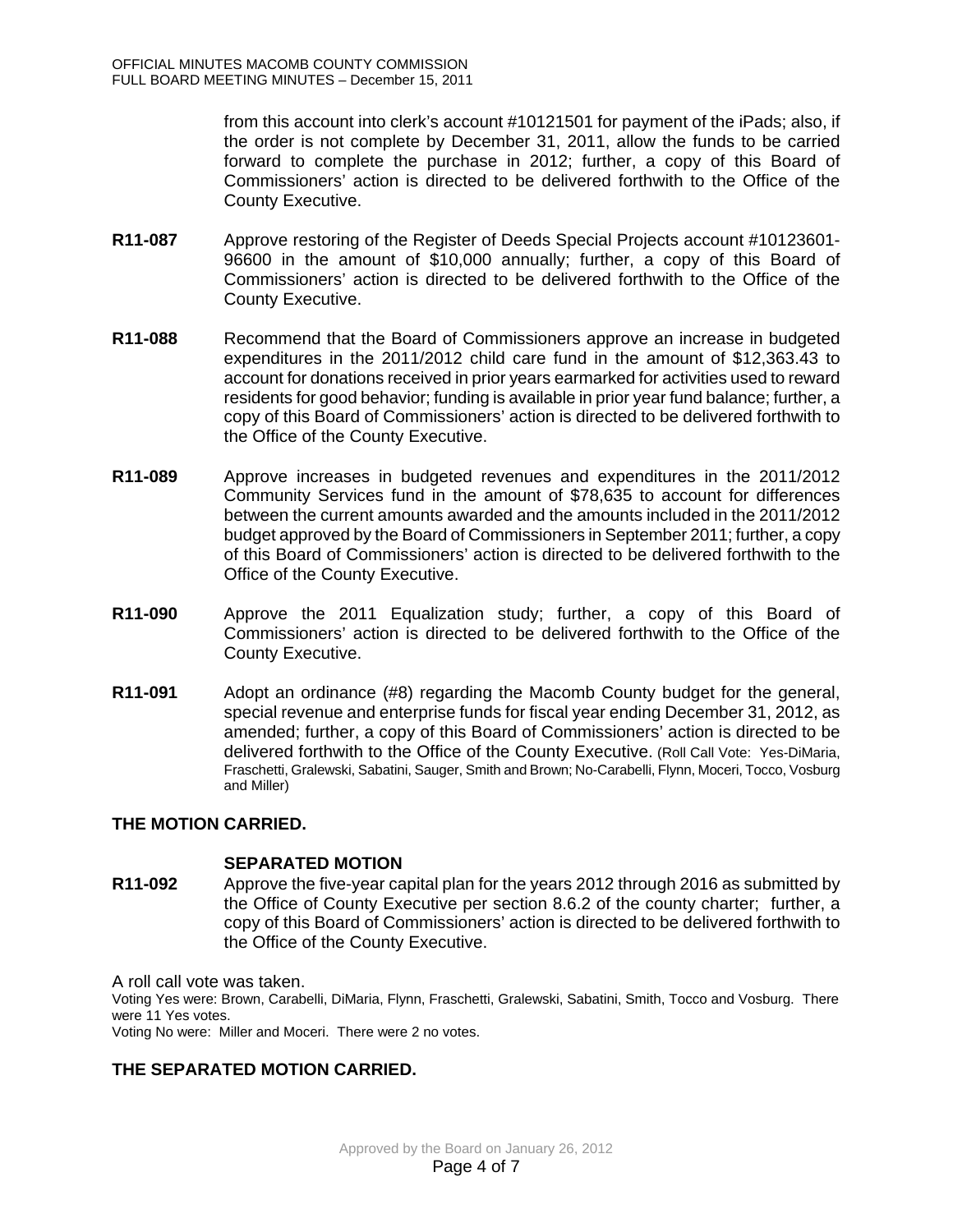from this account into clerk's account #10121501 for payment of the iPads; also, if the order is not complete by December 31, 2011, allow the funds to be carried forward to complete the purchase in 2012; further, a copy of this Board of Commissioners' action is directed to be delivered forthwith to the Office of the County Executive.

**R11-087** Approve restoring of the Register of Deeds Special Projects account #10123601-96600 in the amount of $10,000 annually; further, a copy of this Board of Commissioners' action is directed to be delivered forthwith to the Office of the County Executive.

**R11-088** Recommend that the Board of Commissioners approve an increase in budgeted expenditures in the 2011/2012 child care fund in the amount of $12,363.43 to account for donations received in prior years earmarked for activities used to reward residents for good behavior; funding is available in prior year fund balance; further, a copy of this Board of Commissioners' action is directed to be delivered forthwith to the Office of the County Executive.

**R11-089** Approve increases in budgeted revenues and expenditures in the 2011/2012 Community Services fund in the amount of $78,635 to account for differences between the current amounts awarded and the amounts included in the 2011/2012 budget approved by the Board of Commissioners in September 2011; further, a copy of this Board of Commissioners' action is directed to be delivered forthwith to the Office of the County Executive.

**R11-090** Approve the 2011 Equalization study; further, a copy of this Board of Commissioners' action is directed to be delivered forthwith to the Office of the County Executive.

**R11-091** Adopt an ordinance (#8) regarding the Macomb County budget for the general, special revenue and enterprise funds for fiscal year ending December 31, 2012, as amended; further, a copy of this Board of Commissioners' action is directed to be delivered forthwith to the Office of the County Executive. (Roll Call Vote: Yes-DiMaria, Fraschetti, Gralewski, Sabatini, Sauger, Smith and Brown; No-Carabelli, Flynn, Moceri, Tocco, Vosburg and Miller)

**THE MOTION CARRIED.**

**SEPARATED MOTION**

**R11-092** Approve the five-year capital plan for the years 2012 through 2016 as submitted by the Office of County Executive per section 8.6.2 of the county charter; further, a copy of this Board of Commissioners' action is directed to be delivered forthwith to the Office of the County Executive.

A roll call vote was taken.

Voting Yes were: Brown, Carabelli, DiMaria, Flynn, Fraschetti, Gralewski, Sabatini, Smith, Tocco and Vosburg. There were 11 Yes votes.

Voting No were: Miller and Moceri. There were 2 no votes.

**THE SEPARATED MOTION CARRIED.**

Approved by the Board on January 26, 2012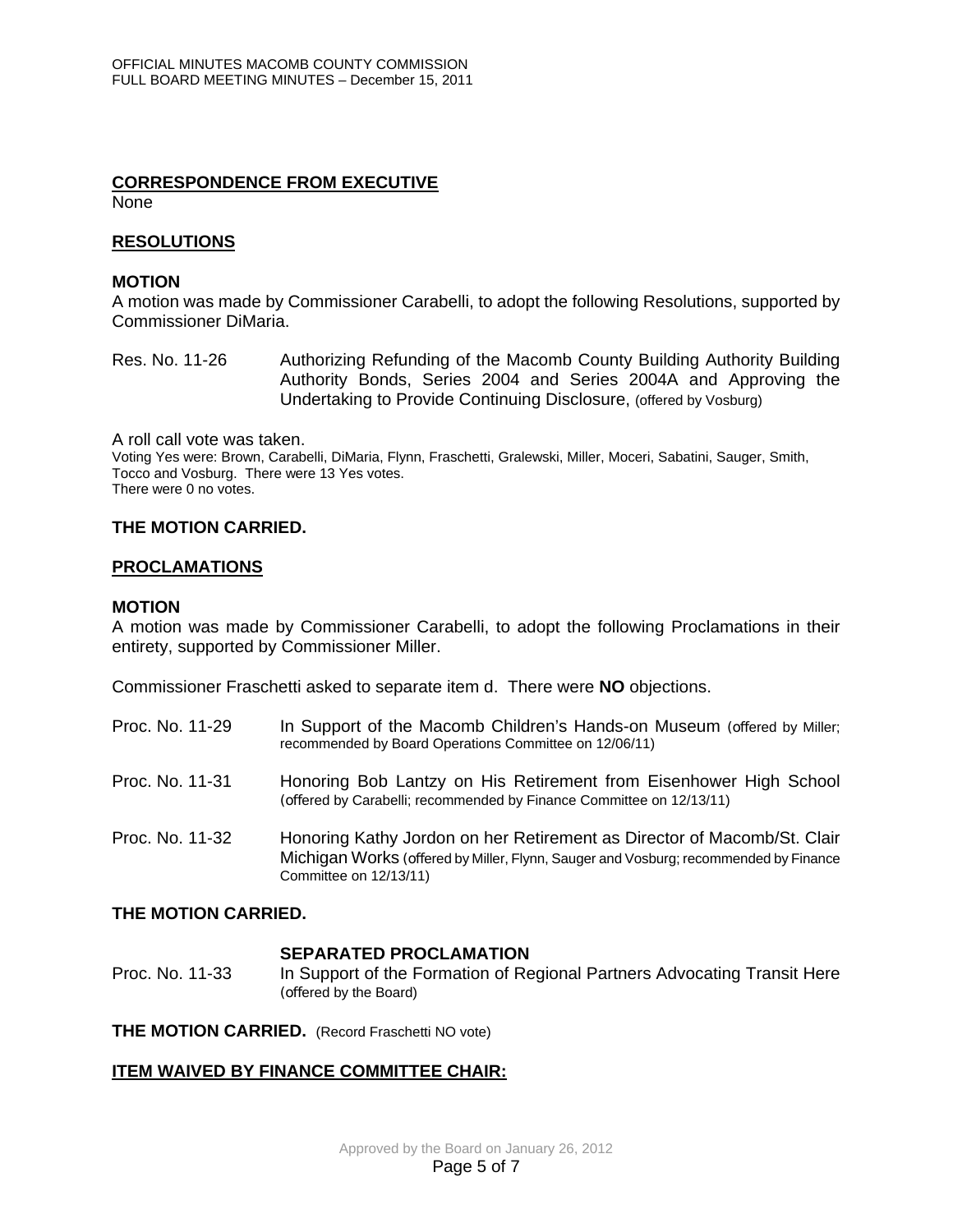**CORRESPONDENCE FROM EXECUTIVE**

None

**RESOLUTIONS**

**MOTION**

A motion was made by Commissioner Carabelli, to adopt the following Resolutions, supported by Commissioner DiMaria.

Res. No. 11-26 Authorizing Refunding of the Macomb County Building Authority Building Authority Bonds, Series 2004 and Series 2004A and Approving the Undertaking to Provide Continuing Disclosure, (offered by Vosburg)

A roll call vote was taken.

Voting Yes were: Brown, Carabelli, DiMaria, Flynn, Fraschetti, Gralewski, Miller, Moceri, Sabatini, Sauger, Smith, Tocco and Vosburg. There were 13 Yes votes.

There were 0 no votes.

**THE MOTION CARRIED.**

**PROCLAMATIONS**

**MOTION**

A motion was made by Commissioner Carabelli, to adopt the following Proclamations in their entirety, supported by Commissioner Miller.

Commissioner Fraschetti asked to separate item d. There were **NO** objections.

Proc. No. 11-29 In Support of the Macomb Children's Hands-on Museum (offered by Miller; recommended by Board Operations Committee on 12/06/11)

Proc. No. 11-31 Honoring Bob Lantzy on His Retirement from Eisenhower High School (offered by Carabelli; recommended by Finance Committee on 12/13/11)

Proc. No. 11-32 Honoring Kathy Jordon on her Retirement as Director of Macomb/St. Clair Michigan Works (offered by Miller, Flynn, Sauger and Vosburg; recommended by Finance Committee on 12/13/11)

**THE MOTION CARRIED.**

**SEPARATED PROCLAMATION**

Proc. No. 11-33 In Support of the Formation of Regional Partners Advocating Transit Here (offered by the Board)

**THE MOTION CARRIED.** (Record Fraschetti NO vote)

**ITEM WAIVED BY FINANCE COMMITTEE CHAIR:**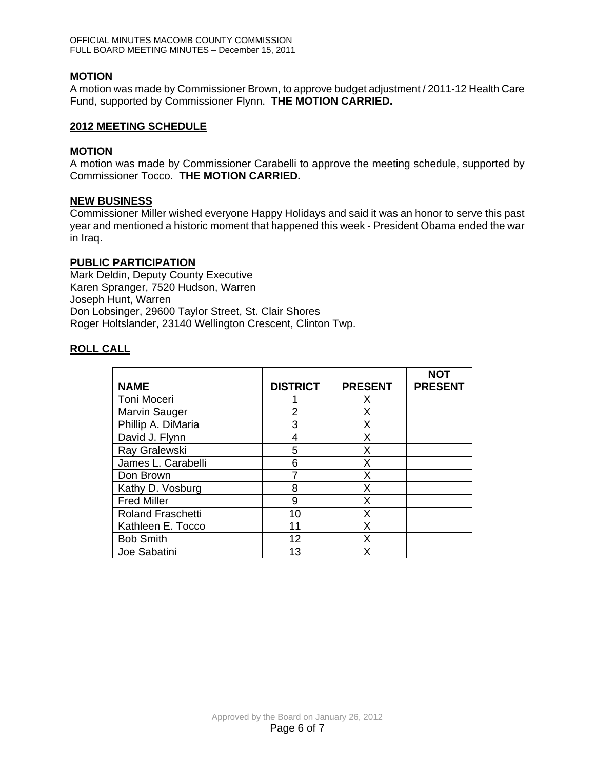**MOTION**
A motion was made by Commissioner Brown, to approve budget adjustment / 2011-12 Health Care Fund, supported by Commissioner Flynn. **THE MOTION CARRIED.**

## 2012 MEETING SCHEDULE

**MOTION**
A motion was made by Commissioner Carabelli to approve the meeting schedule, supported by Commissioner Tocco. **THE MOTION CARRIED.**

## NEW BUSINESS

Commissioner Miller wished everyone Happy Holidays and said it was an honor to serve this past year and mentioned a historic moment that happened this week - President Obama ended the war in Iraq.

## PUBLIC PARTICIPATION

Mark Deldin, Deputy County Executive
Karen Spranger, 7520 Hudson, Warren
Joseph Hunt, Warren
Don Lobsinger, 29600 Taylor Street, St. Clair Shores
Roger Holtslander, 23140 Wellington Crescent, Clinton Twp.

## ROLL CALL

| NAME | DISTRICT | PRESENT | NOT PRESENT |
|---|---|---|---|
| Toni Moceri | 1 | X | |
| Marvin Sauger | 2 | X | |
| Phillip A. DiMaria | 3 | X | |
| David J. Flynn | 4 | X | |
| Ray Gralewski | 5 | X | |
| James L. Carabelli | 6 | X | |
| Don Brown | 7 | X | |
| Kathy D. Vosburg | 8 | X | |
| Fred Miller | 9 | X | |
| Roland Fraschetti | 10 | X | |
| Kathleen E. Tocco | 11 | X | |
| Bob Smith | 12 | X | |
| Joe Sabatini | 13 | X | |

Approved by the Board on January 26, 2012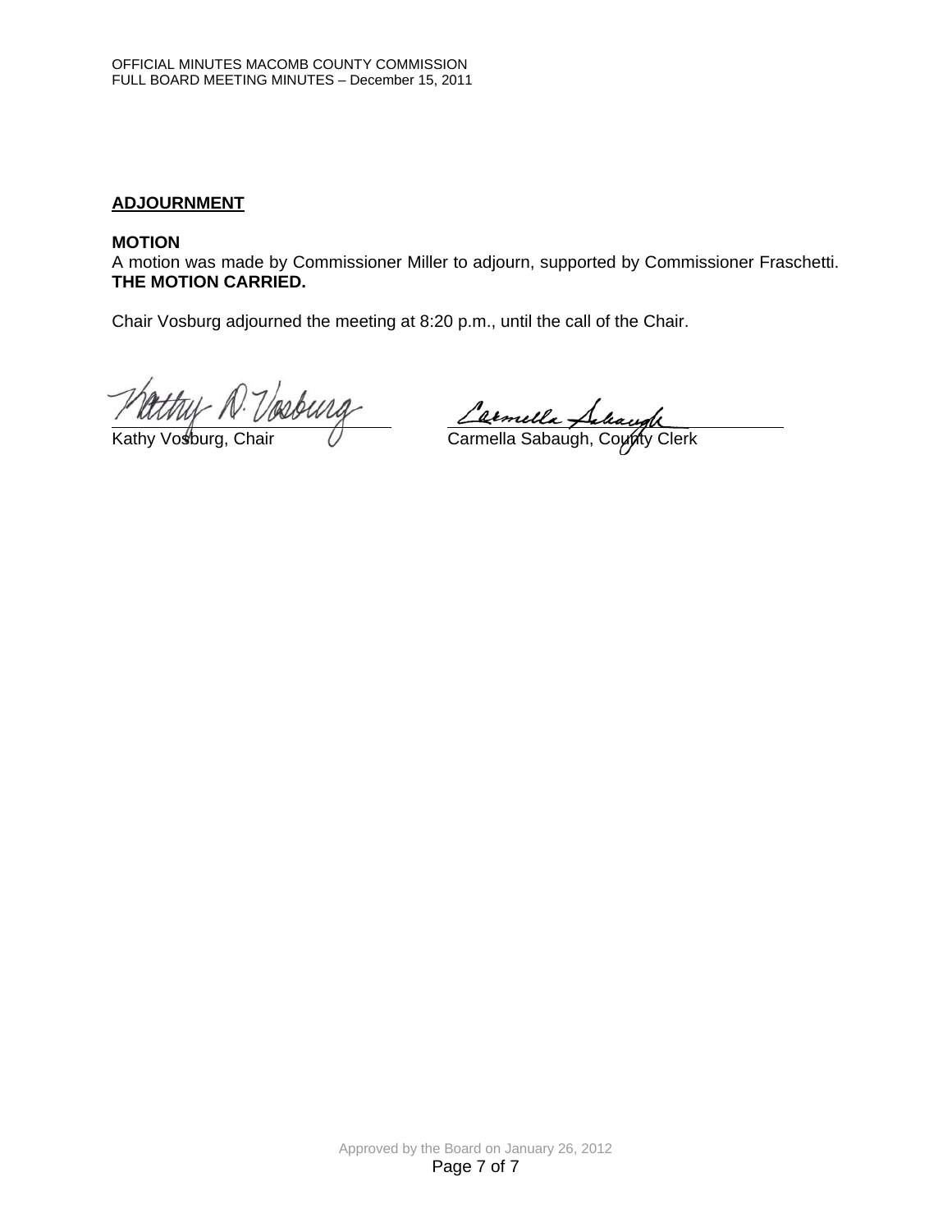## ADJOURNMENT

**MOTION**
A motion was made by Commissioner Miller to adjourn, supported by Commissioner Fraschetti.
**THE MOTION CARRIED.**

Chair Vosburg adjourned the meeting at 8:20 p.m., until the call of the Chair.

Kathy Vosburg, Chair

Carmella Sabaugh, County Clerk

Approved by the Board on January 26, 2012